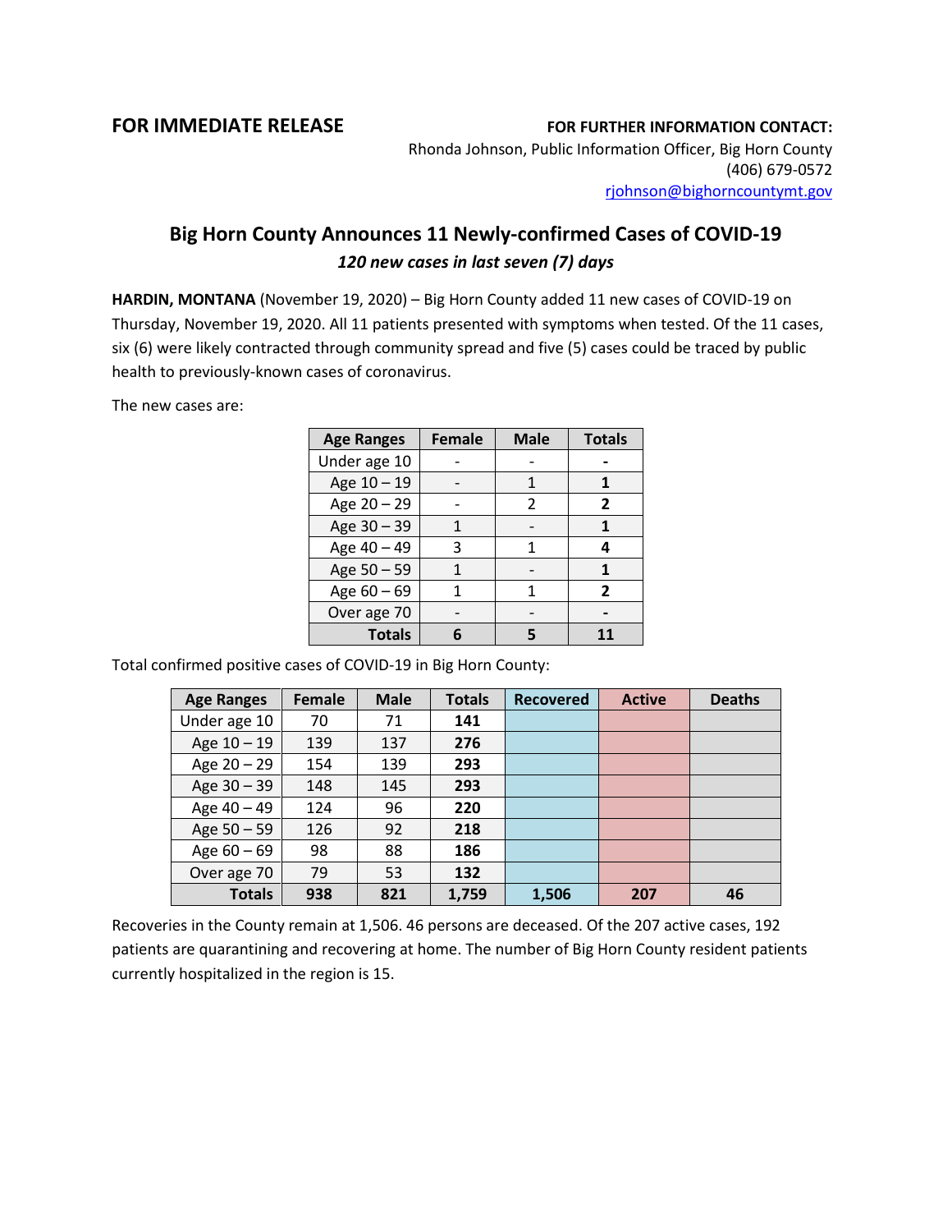**FOR IMMEDIATE RELEASE**

**FOR FURTHER INFORMATION CONTACT:**
Rhonda Johnson, Public Information Officer, Big Horn County
(406) 679-0572
rjohnson@bighorncountymt.gov

## Big Horn County Announces 11 Newly-confirmed Cases of COVID-19

***120 new cases in last seven (7) days***

**HARDIN, MONTANA** (November 19, 2020) – Big Horn County added 11 new cases of COVID-19 on Thursday, November 19, 2020. All 11 patients presented with symptoms when tested. Of the 11 cases, six (6) were likely contracted through community spread and five (5) cases could be traced by public health to previously-known cases of coronavirus.

The new cases are:

| Age Ranges | Female | Male | Totals |
|---|---|---|---|
| Under age 10 | - | - | **-** |
| Age 10 – 19 | - | 1 | **1** |
| Age 20 – 29 | - | 2 | **2** |
| Age 30 – 39 | 1 | - | **1** |
| Age 40 – 49 | 3 | 1 | **4** |
| Age 50 – 59 | 1 | - | **1** |
| Age 60 – 69 | 1 | 1 | **2** |
| Over age 70 | - | - | **-** |
| **Totals** | **6** | **5** | **11** |

Total confirmed positive cases of COVID-19 in Big Horn County:

| Age Ranges | Female | Male | Totals | Recovered | Active | Deaths |
|---|---|---|---|---|---|---|
| Under age 10 | 70 | 71 | **141** | | | |
| Age 10 – 19 | 139 | 137 | **276** | | | |
| Age 20 – 29 | 154 | 139 | **293** | | | |
| Age 30 – 39 | 148 | 145 | **293** | | | |
| Age 40 – 49 | 124 | 96 | **220** | | | |
| Age 50 – 59 | 126 | 92 | **218** | | | |
| Age 60 – 69 | 98 | 88 | **186** | | | |
| Over age 70 | 79 | 53 | **132** | | | |
| **Totals** | **938** | **821** | **1,759** | **1,506** | **207** | **46** |

Recoveries in the County remain at 1,506. 46 persons are deceased. Of the 207 active cases, 192 patients are quarantining and recovering at home. The number of Big Horn County resident patients currently hospitalized in the region is 15.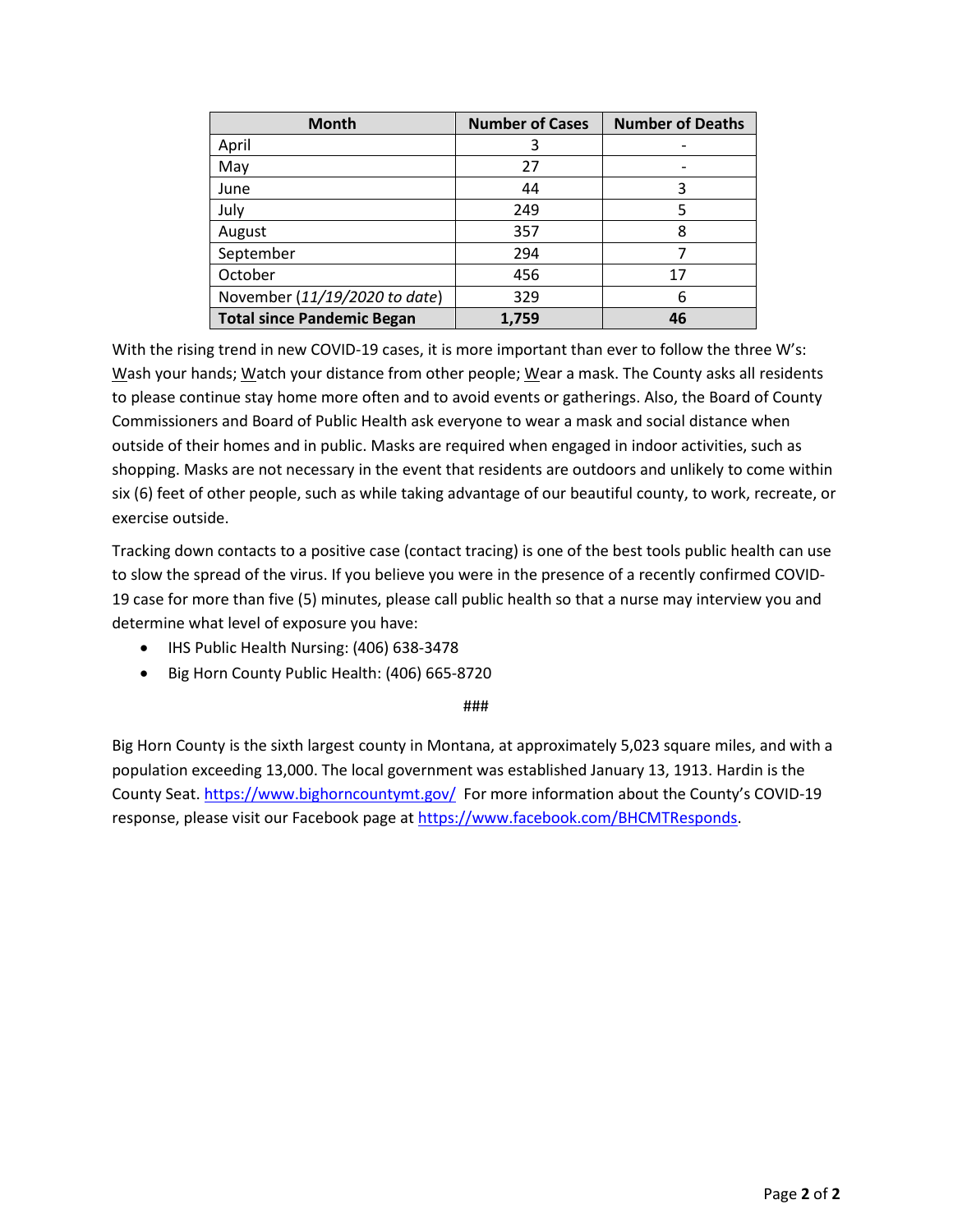| Month | Number of Cases | Number of Deaths |
|---|---|---|
| April | 3 | - |
| May | 27 | - |
| June | 44 | 3 |
| July | 249 | 5 |
| August | 357 | 8 |
| September | 294 | 7 |
| October | 456 | 17 |
| November (*11/19/2020 to date*) | 329 | 6 |
| **Total since Pandemic Began** | **1,759** | **46** |

With the rising trend in new COVID-19 cases, it is more important than ever to follow the three W's: Wash your hands; Watch your distance from other people; Wear a mask. The County asks all residents to please continue stay home more often and to avoid events or gatherings. Also, the Board of County Commissioners and Board of Public Health ask everyone to wear a mask and social distance when outside of their homes and in public. Masks are required when engaged in indoor activities, such as shopping. Masks are not necessary in the event that residents are outdoors and unlikely to come within six (6) feet of other people, such as while taking advantage of our beautiful county, to work, recreate, or exercise outside.

Tracking down contacts to a positive case (contact tracing) is one of the best tools public health can use to slow the spread of the virus. If you believe you were in the presence of a recently confirmed COVID-19 case for more than five (5) minutes, please call public health so that a nurse may interview you and determine what level of exposure you have:

- IHS Public Health Nursing: (406) 638-3478
- Big Horn County Public Health: (406) 665-8720

###

Big Horn County is the sixth largest county in Montana, at approximately 5,023 square miles, and with a population exceeding 13,000. The local government was established January 13, 1913. Hardin is the County Seat. https://www.bighorncountymt.gov/ For more information about the County's COVID-19 response, please visit our Facebook page at https://www.facebook.com/BHCMTResponds.